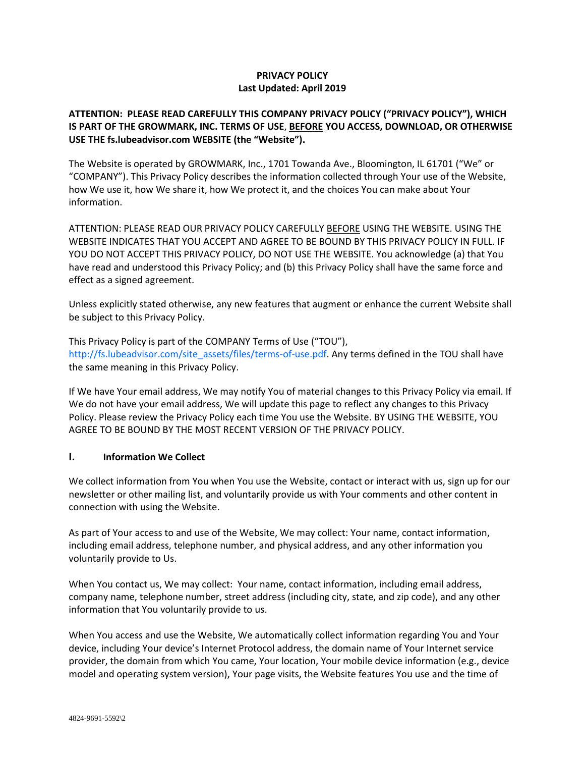**PRIVACY POLICY**
**Last Updated: April 2019**

**ATTENTION: PLEASE READ CAREFULLY THIS COMPANY PRIVACY POLICY ("PRIVACY POLICY"), WHICH IS PART OF THE GROWMARK, INC. TERMS OF USE, BEFORE YOU ACCESS, DOWNLOAD, OR OTHERWISE USE THE fs.lubeadvisor.com WEBSITE (the "Website").**

The Website is operated by GROWMARK, Inc., 1701 Towanda Ave., Bloomington, IL 61701 ("We" or "COMPANY"). This Privacy Policy describes the information collected through Your use of the Website, how We use it, how We share it, how We protect it, and the choices You can make about Your information.

ATTENTION: PLEASE READ OUR PRIVACY POLICY CAREFULLY BEFORE USING THE WEBSITE. USING THE WEBSITE INDICATES THAT YOU ACCEPT AND AGREE TO BE BOUND BY THIS PRIVACY POLICY IN FULL. IF YOU DO NOT ACCEPT THIS PRIVACY POLICY, DO NOT USE THE WEBSITE. You acknowledge (a) that You have read and understood this Privacy Policy; and (b) this Privacy Policy shall have the same force and effect as a signed agreement.

Unless explicitly stated otherwise, any new features that augment or enhance the current Website shall be subject to this Privacy Policy.

This Privacy Policy is part of the COMPANY Terms of Use ("TOU"), http://fs.lubeadvisor.com/site_assets/files/terms-of-use.pdf. Any terms defined in the TOU shall have the same meaning in this Privacy Policy.

If We have Your email address, We may notify You of material changes to this Privacy Policy via email. If We do not have your email address, We will update this page to reflect any changes to this Privacy Policy. Please review the Privacy Policy each time You use the Website. BY USING THE WEBSITE, YOU AGREE TO BE BOUND BY THE MOST RECENT VERSION OF THE PRIVACY POLICY.

## I. Information We Collect

We collect information from You when You use the Website, contact or interact with us, sign up for our newsletter or other mailing list, and voluntarily provide us with Your comments and other content in connection with using the Website.

As part of Your access to and use of the Website, We may collect: Your name, contact information, including email address, telephone number, and physical address, and any other information you voluntarily provide to Us.

When You contact us, We may collect: Your name, contact information, including email address, company name, telephone number, street address (including city, state, and zip code), and any other information that You voluntarily provide to us.

When You access and use the Website, We automatically collect information regarding You and Your device, including Your device's Internet Protocol address, the domain name of Your Internet service provider, the domain from which You came, Your location, Your mobile device information (e.g., device model and operating system version), Your page visits, the Website features You use and the time of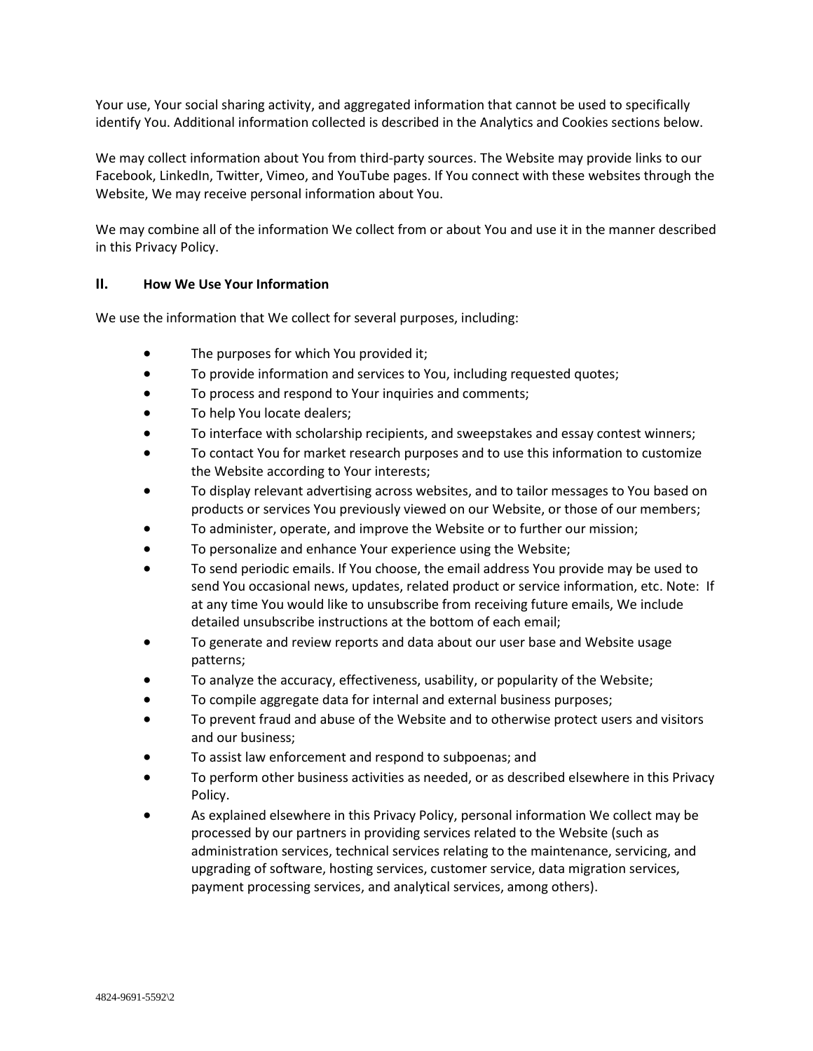Your use, Your social sharing activity, and aggregated information that cannot be used to specifically identify You. Additional information collected is described in the Analytics and Cookies sections below.

We may collect information about You from third-party sources. The Website may provide links to our Facebook, LinkedIn, Twitter, Vimeo, and YouTube pages. If You connect with these websites through the Website, We may receive personal information about You.

We may combine all of the information We collect from or about You and use it in the manner described in this Privacy Policy.

## II. How We Use Your Information

We use the information that We collect for several purposes, including:

- The purposes for which You provided it;
- To provide information and services to You, including requested quotes;
- To process and respond to Your inquiries and comments;
- To help You locate dealers;
- To interface with scholarship recipients, and sweepstakes and essay contest winners;
- To contact You for market research purposes and to use this information to customize the Website according to Your interests;
- To display relevant advertising across websites, and to tailor messages to You based on products or services You previously viewed on our Website, or those of our members;
- To administer, operate, and improve the Website or to further our mission;
- To personalize and enhance Your experience using the Website;
- To send periodic emails. If You choose, the email address You provide may be used to send You occasional news, updates, related product or service information, etc. Note: If at any time You would like to unsubscribe from receiving future emails, We include detailed unsubscribe instructions at the bottom of each email;
- To generate and review reports and data about our user base and Website usage patterns;
- To analyze the accuracy, effectiveness, usability, or popularity of the Website;
- To compile aggregate data for internal and external business purposes;
- To prevent fraud and abuse of the Website and to otherwise protect users and visitors and our business;
- To assist law enforcement and respond to subpoenas; and
- To perform other business activities as needed, or as described elsewhere in this Privacy Policy.
- As explained elsewhere in this Privacy Policy, personal information We collect may be processed by our partners in providing services related to the Website (such as administration services, technical services relating to the maintenance, servicing, and upgrading of software, hosting services, customer service, data migration services, payment processing services, and analytical services, among others).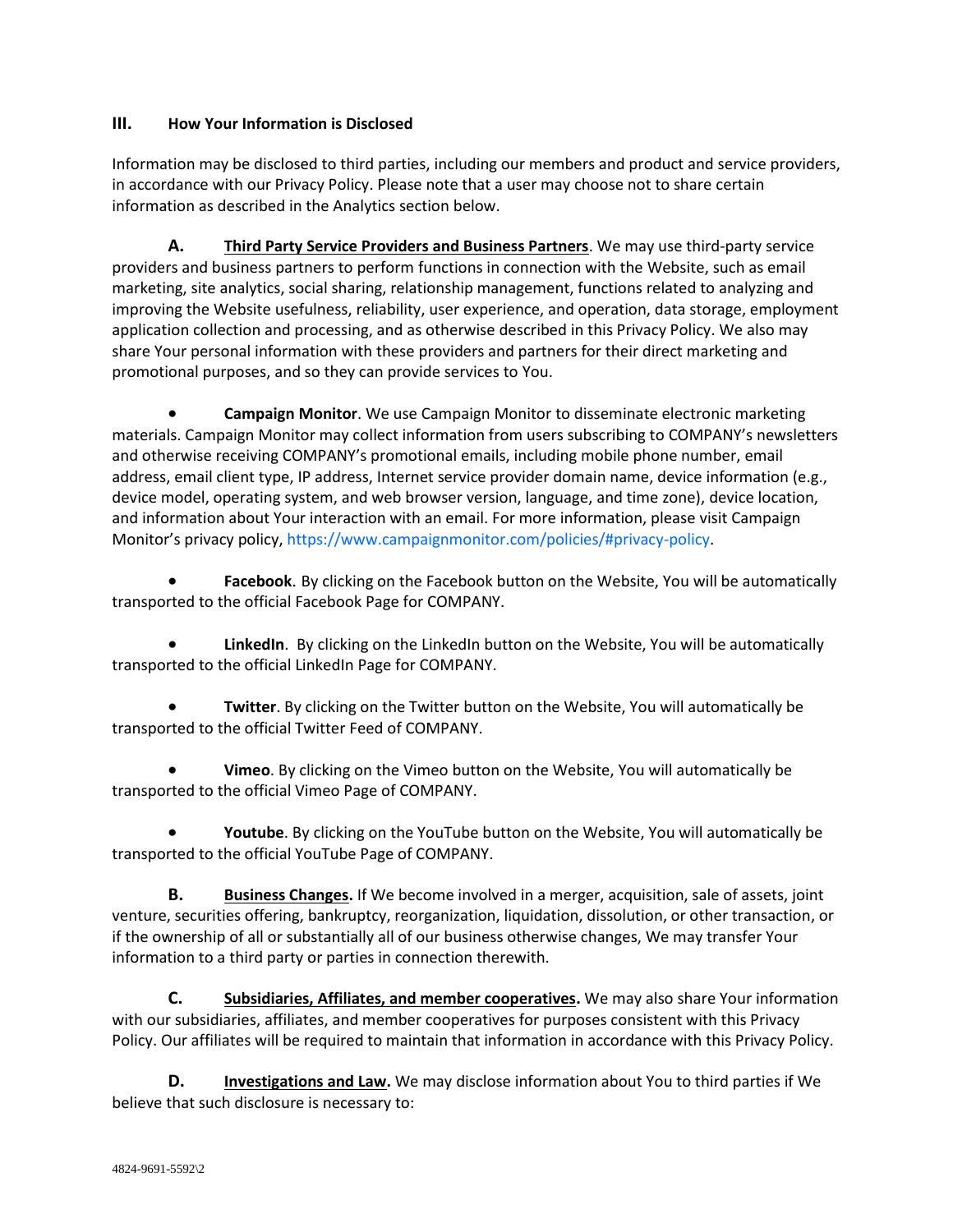## III. How Your Information is Disclosed

Information may be disclosed to third parties, including our members and product and service providers, in accordance with our Privacy Policy. Please note that a user may choose not to share certain information as described in the Analytics section below.

**A. <u>Third Party Service Providers and Business Partners</u>**. We may use third-party service providers and business partners to perform functions in connection with the Website, such as email marketing, site analytics, social sharing, relationship management, functions related to analyzing and improving the Website usefulness, reliability, user experience, and operation, data storage, employment application collection and processing, and as otherwise described in this Privacy Policy. We also may share Your personal information with these providers and partners for their direct marketing and promotional purposes, and so they can provide services to You.

- **Campaign Monitor**. We use Campaign Monitor to disseminate electronic marketing materials. Campaign Monitor may collect information from users subscribing to COMPANY's newsletters and otherwise receiving COMPANY's promotional emails, including mobile phone number, email address, email client type, IP address, Internet service provider domain name, device information (e.g., device model, operating system, and web browser version, language, and time zone), device location, and information about Your interaction with an email. For more information, please visit Campaign Monitor's privacy policy, https://www.campaignmonitor.com/policies/#privacy-policy.

- **Facebook**. By clicking on the Facebook button on the Website, You will be automatically transported to the official Facebook Page for COMPANY.

- **LinkedIn**. By clicking on the LinkedIn button on the Website, You will be automatically transported to the official LinkedIn Page for COMPANY.

- **Twitter**. By clicking on the Twitter button on the Website, You will automatically be transported to the official Twitter Feed of COMPANY.

- **Vimeo**. By clicking on the Vimeo button on the Website, You will automatically be transported to the official Vimeo Page of COMPANY.

- **Youtube**. By clicking on the YouTube button on the Website, You will automatically be transported to the official YouTube Page of COMPANY.

**B. <u>Business Changes</u>.** If We become involved in a merger, acquisition, sale of assets, joint venture, securities offering, bankruptcy, reorganization, liquidation, dissolution, or other transaction, or if the ownership of all or substantially all of our business otherwise changes, We may transfer Your information to a third party or parties in connection therewith.

**C. <u>Subsidiaries, Affiliates, and member cooperatives</u>.** We may also share Your information with our subsidiaries, affiliates, and member cooperatives for purposes consistent with this Privacy Policy. Our affiliates will be required to maintain that information in accordance with this Privacy Policy.

**D. <u>Investigations and Law</u>.** We may disclose information about You to third parties if We believe that such disclosure is necessary to:

4824-9691-5592\2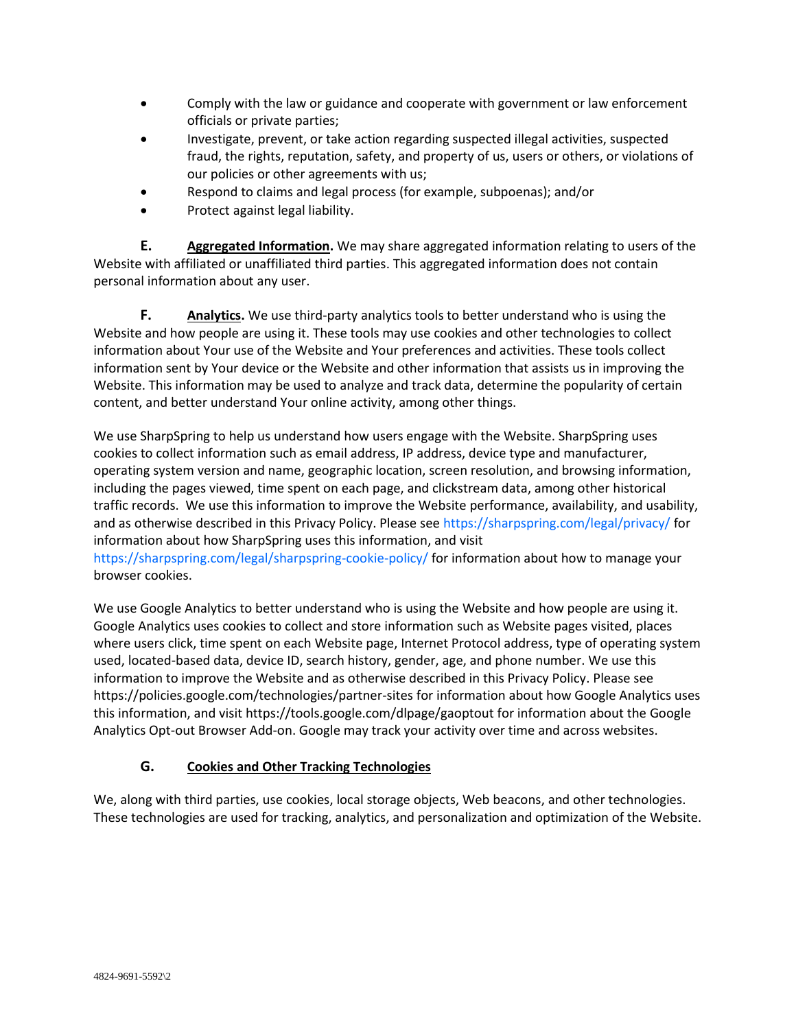- Comply with the law or guidance and cooperate with government or law enforcement officials or private parties;
- Investigate, prevent, or take action regarding suspected illegal activities, suspected fraud, the rights, reputation, safety, and property of us, users or others, or violations of our policies or other agreements with us;
- Respond to claims and legal process (for example, subpoenas); and/or
- Protect against legal liability.

**E.** **Aggregated Information.** We may share aggregated information relating to users of the Website with affiliated or unaffiliated third parties. This aggregated information does not contain personal information about any user.

**F.** **Analytics.** We use third-party analytics tools to better understand who is using the Website and how people are using it. These tools may use cookies and other technologies to collect information about Your use of the Website and Your preferences and activities. These tools collect information sent by Your device or the Website and other information that assists us in improving the Website. This information may be used to analyze and track data, determine the popularity of certain content, and better understand Your online activity, among other things.

We use SharpSpring to help us understand how users engage with the Website. SharpSpring uses cookies to collect information such as email address, IP address, device type and manufacturer, operating system version and name, geographic location, screen resolution, and browsing information, including the pages viewed, time spent on each page, and clickstream data, among other historical traffic records. We use this information to improve the Website performance, availability, and usability, and as otherwise described in this Privacy Policy. Please see https://sharpspring.com/legal/privacy/ for information about how SharpSpring uses this information, and visit https://sharpspring.com/legal/sharpspring-cookie-policy/ for information about how to manage your browser cookies.

We use Google Analytics to better understand who is using the Website and how people are using it. Google Analytics uses cookies to collect and store information such as Website pages visited, places where users click, time spent on each Website page, Internet Protocol address, type of operating system used, located-based data, device ID, search history, gender, age, and phone number. We use this information to improve the Website and as otherwise described in this Privacy Policy. Please see https://policies.google.com/technologies/partner-sites for information about how Google Analytics uses this information, and visit https://tools.google.com/dlpage/gaoptout for information about the Google Analytics Opt-out Browser Add-on. Google may track your activity over time and across websites.

**G.** **Cookies and Other Tracking Technologies**

We, along with third parties, use cookies, local storage objects, Web beacons, and other technologies. These technologies are used for tracking, analytics, and personalization and optimization of the Website.

4824-9691-5592\2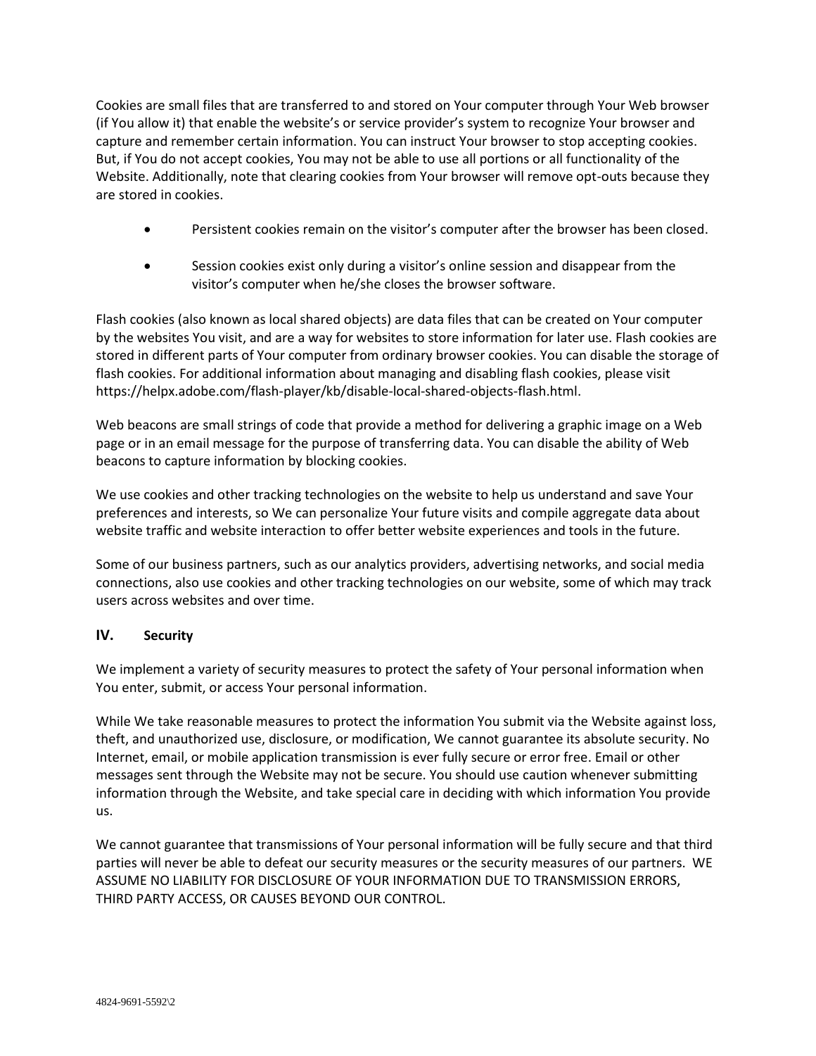Cookies are small files that are transferred to and stored on Your computer through Your Web browser (if You allow it) that enable the website's or service provider's system to recognize Your browser and capture and remember certain information. You can instruct Your browser to stop accepting cookies. But, if You do not accept cookies, You may not be able to use all portions or all functionality of the Website. Additionally, note that clearing cookies from Your browser will remove opt-outs because they are stored in cookies.

- Persistent cookies remain on the visitor's computer after the browser has been closed.
- Session cookies exist only during a visitor's online session and disappear from the visitor's computer when he/she closes the browser software.

Flash cookies (also known as local shared objects) are data files that can be created on Your computer by the websites You visit, and are a way for websites to store information for later use. Flash cookies are stored in different parts of Your computer from ordinary browser cookies. You can disable the storage of flash cookies. For additional information about managing and disabling flash cookies, please visit https://helpx.adobe.com/flash-player/kb/disable-local-shared-objects-flash.html.

Web beacons are small strings of code that provide a method for delivering a graphic image on a Web page or in an email message for the purpose of transferring data. You can disable the ability of Web beacons to capture information by blocking cookies.

We use cookies and other tracking technologies on the website to help us understand and save Your preferences and interests, so We can personalize Your future visits and compile aggregate data about website traffic and website interaction to offer better website experiences and tools in the future.

Some of our business partners, such as our analytics providers, advertising networks, and social media connections, also use cookies and other tracking technologies on our website, some of which may track users across websites and over time.

## IV. Security

We implement a variety of security measures to protect the safety of Your personal information when You enter, submit, or access Your personal information.

While We take reasonable measures to protect the information You submit via the Website against loss, theft, and unauthorized use, disclosure, or modification, We cannot guarantee its absolute security. No Internet, email, or mobile application transmission is ever fully secure or error free. Email or other messages sent through the Website may not be secure. You should use caution whenever submitting information through the Website, and take special care in deciding with which information You provide us.

We cannot guarantee that transmissions of Your personal information will be fully secure and that third parties will never be able to defeat our security measures or the security measures of our partners. WE ASSUME NO LIABILITY FOR DISCLOSURE OF YOUR INFORMATION DUE TO TRANSMISSION ERRORS, THIRD PARTY ACCESS, OR CAUSES BEYOND OUR CONTROL.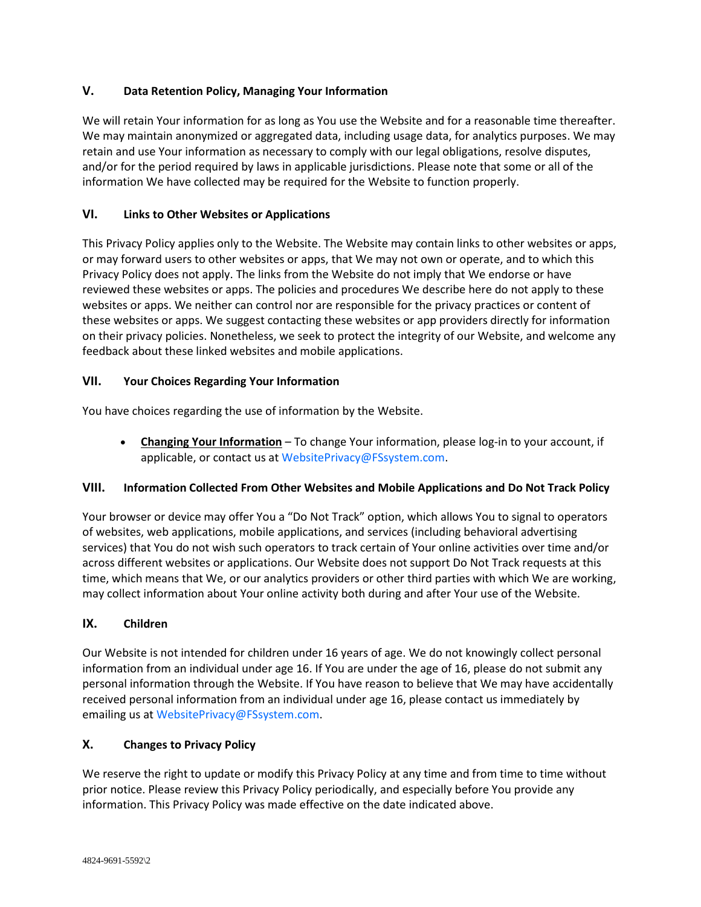## V. Data Retention Policy, Managing Your Information

We will retain Your information for as long as You use the Website and for a reasonable time thereafter. We may maintain anonymized or aggregated data, including usage data, for analytics purposes. We may retain and use Your information as necessary to comply with our legal obligations, resolve disputes, and/or for the period required by laws in applicable jurisdictions. Please note that some or all of the information We have collected may be required for the Website to function properly.

## VI. Links to Other Websites or Applications

This Privacy Policy applies only to the Website. The Website may contain links to other websites or apps, or may forward users to other websites or apps, that We may not own or operate, and to which this Privacy Policy does not apply. The links from the Website do not imply that We endorse or have reviewed these websites or apps. The policies and procedures We describe here do not apply to these websites or apps. We neither can control nor are responsible for the privacy practices or content of these websites or apps. We suggest contacting these websites or app providers directly for information on their privacy policies. Nonetheless, we seek to protect the integrity of our Website, and welcome any feedback about these linked websites and mobile applications.

## VII. Your Choices Regarding Your Information

You have choices regarding the use of information by the Website.

- **Changing Your Information** – To change Your information, please log-in to your account, if applicable, or contact us at WebsitePrivacy@FSsystem.com.

## VIII. Information Collected From Other Websites and Mobile Applications and Do Not Track Policy

Your browser or device may offer You a "Do Not Track" option, which allows You to signal to operators of websites, web applications, mobile applications, and services (including behavioral advertising services) that You do not wish such operators to track certain of Your online activities over time and/or across different websites or applications. Our Website does not support Do Not Track requests at this time, which means that We, or our analytics providers or other third parties with which We are working, may collect information about Your online activity both during and after Your use of the Website.

## IX. Children

Our Website is not intended for children under 16 years of age. We do not knowingly collect personal information from an individual under age 16. If You are under the age of 16, please do not submit any personal information through the Website. If You have reason to believe that We may have accidentally received personal information from an individual under age 16, please contact us immediately by emailing us at WebsitePrivacy@FSsystem.com.

## X. Changes to Privacy Policy

We reserve the right to update or modify this Privacy Policy at any time and from time to time without prior notice. Please review this Privacy Policy periodically, and especially before You provide any information. This Privacy Policy was made effective on the date indicated above.

4824-9691-5592\2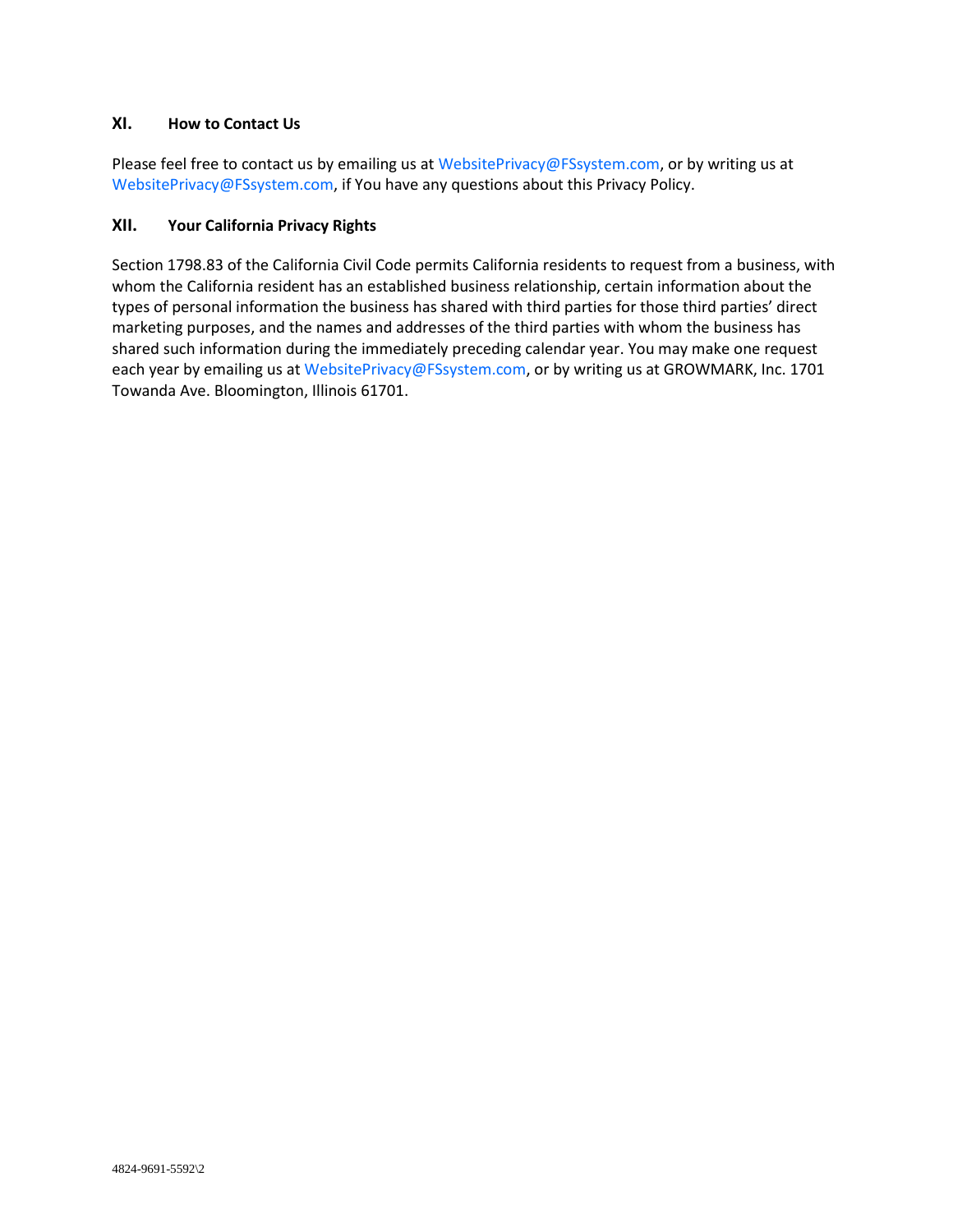## XI. How to Contact Us

Please feel free to contact us by emailing us at WebsitePrivacy@FSsystem.com, or by writing us at WebsitePrivacy@FSsystem.com, if You have any questions about this Privacy Policy.

## XII. Your California Privacy Rights

Section 1798.83 of the California Civil Code permits California residents to request from a business, with whom the California resident has an established business relationship, certain information about the types of personal information the business has shared with third parties for those third parties' direct marketing purposes, and the names and addresses of the third parties with whom the business has shared such information during the immediately preceding calendar year. You may make one request each year by emailing us at WebsitePrivacy@FSsystem.com, or by writing us at GROWMARK, Inc. 1701 Towanda Ave. Bloomington, Illinois 61701.

4824-9691-5592\2